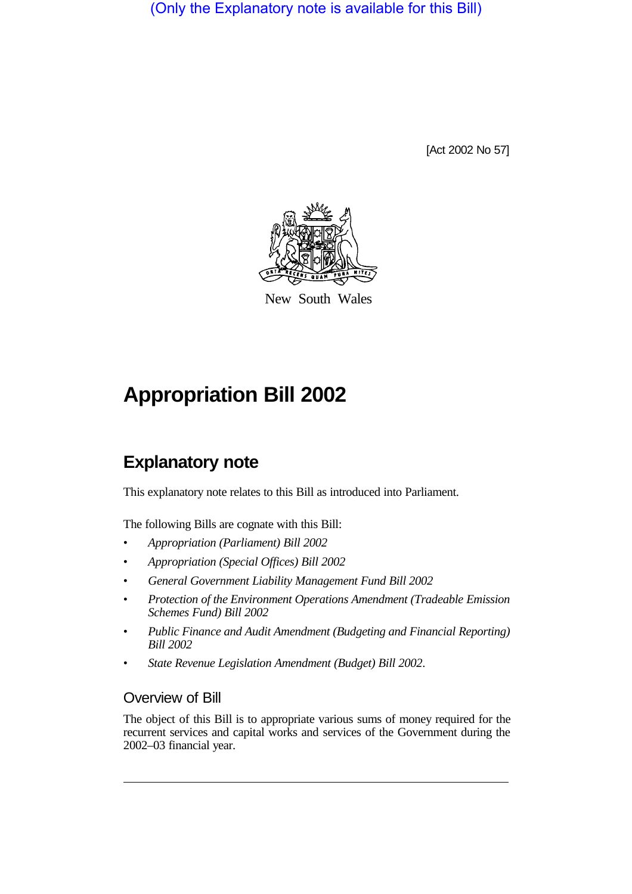(Only the Explanatory note is available for this Bill)

[Act 2002 No 57]

New South Wales

# Appropriation Bill 2002

## Explanatory note

This explanatory note relates to this Bill as introduced into Parliament.

The following Bills are cognate with this Bill:

- *Appropriation (Parliament) Bill 2002*
- *Appropriation (Special Offices) Bill 2002*
- *General Government Liability Management Fund Bill 2002*
- *Protection of the Environment Operations Amendment (Tradeable Emission Schemes Fund) Bill 2002*
- *Public Finance and Audit Amendment (Budgeting and Financial Reporting) Bill 2002*
- *State Revenue Legislation Amendment (Budget) Bill 2002*.

### Overview of Bill

The object of this Bill is to appropriate various sums of money required for the recurrent services and capital works and services of the Government during the 2002–03 financial year.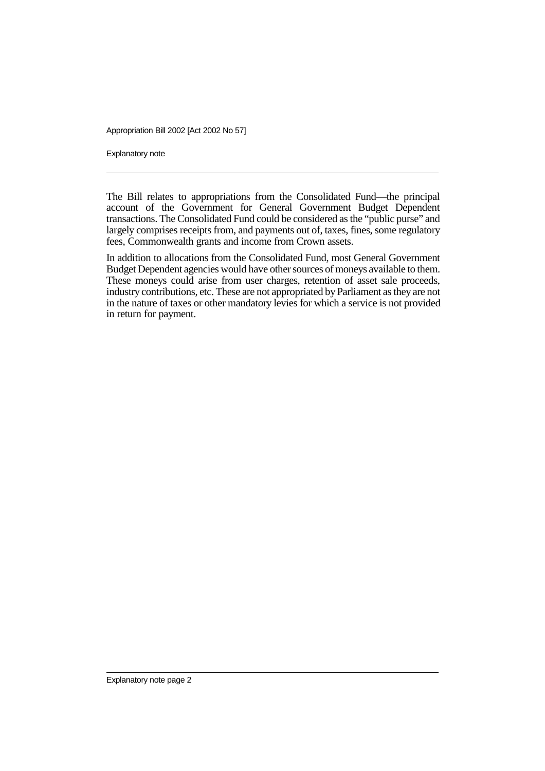The Bill relates to appropriations from the Consolidated Fund—the principal account of the Government for General Government Budget Dependent transactions. The Consolidated Fund could be considered as the "public purse" and largely comprises receipts from, and payments out of, taxes, fines, some regulatory fees, Commonwealth grants and income from Crown assets.

In addition to allocations from the Consolidated Fund, most General Government Budget Dependent agencies would have other sources of moneys available to them. These moneys could arise from user charges, retention of asset sale proceeds, industry contributions, etc. These are not appropriated by Parliament as they are not in the nature of taxes or other mandatory levies for which a service is not provided in return for payment.